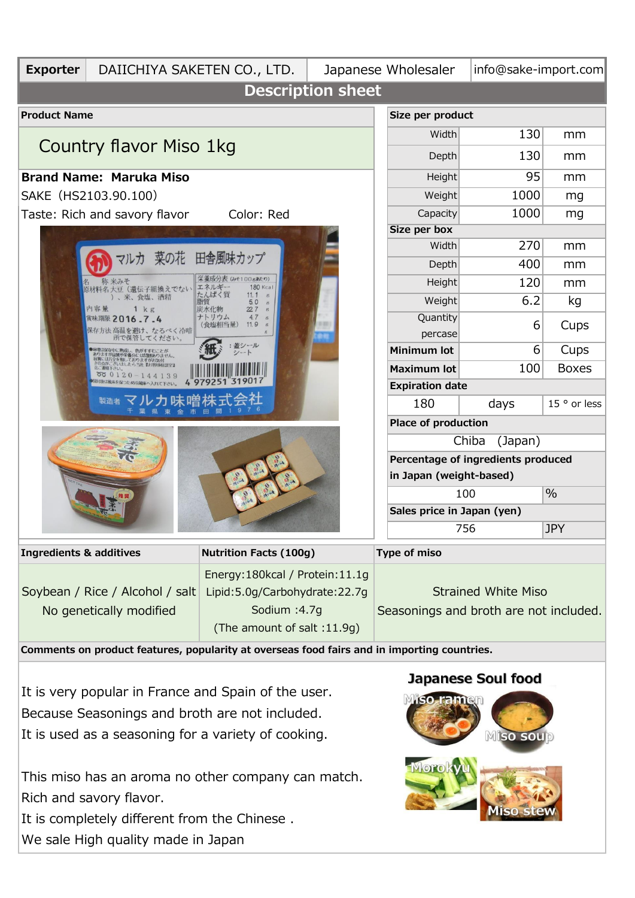| Exporter | DAIICHIYA SAKETEN CO., LTD. | Japanese Wholesaler | info@sake-import.com |
|---|---|---|---|

## Description sheet

**Product Name**

# Country flavor Miso 1kg

**Brand Name: Maruka Miso**

SAKE（HS2103.90.100）

Taste: Rich and savory flavor    Color: Red

| Size per product | | |
|---|---|---|
| Width | 130 | mm |
| Depth | 130 | mm |
| Height | 95 | mm |
| Weight | 1000 | mg |
| Capacity | 1000 | mg |
| **Size per box** | | |
| Width | 270 | mm |
| Depth | 400 | mm |
| Height | 120 | mm |
| Weight | 6.2 | kg |
| Quantity percase | 6 | Cups |
| **Minimum lot** | 6 | Cups |
| **Maximum lot** | 100 | Boxes |
| **Expiration date** | | |
| 180 | days | 15 ° or less |
| **Place of production** | | |
| Chiba (Japan) | | |
| **Percentage of ingredients produced in Japan (weight-based)** | | |
| 100 | % | |
| **Sales price in Japan (yen)** | | |
| 756 | JPY | |

| Ingredients & additives | Nutrition Facts (100g) | Type of miso |
|---|---|---|
| Soybean / Rice / Alcohol / salt<br>No genetically modified | Energy:180kcal / Protein:11.1g<br>Lipid:5.0g/Carbohydrate:22.7g<br>Sodium :4.7g<br>(The amount of salt :11.9g) | Strained White Miso<br>Seasonings and broth are not included. |

**Comments on product features, popularity at overseas food fairs and in importing countries.**

It is very popular in France and Spain of the user.
Because Seasonings and broth are not included.
It is used as a seasoning for a variety of cooking.

This miso has an aroma no other company can match.
Rich and savory flavor.
It is completely different from the Chinese .
We sale High quality made in Japan

**Japanese Soul food**

Miso ramen / Miso soup / Morokyu / Miso stew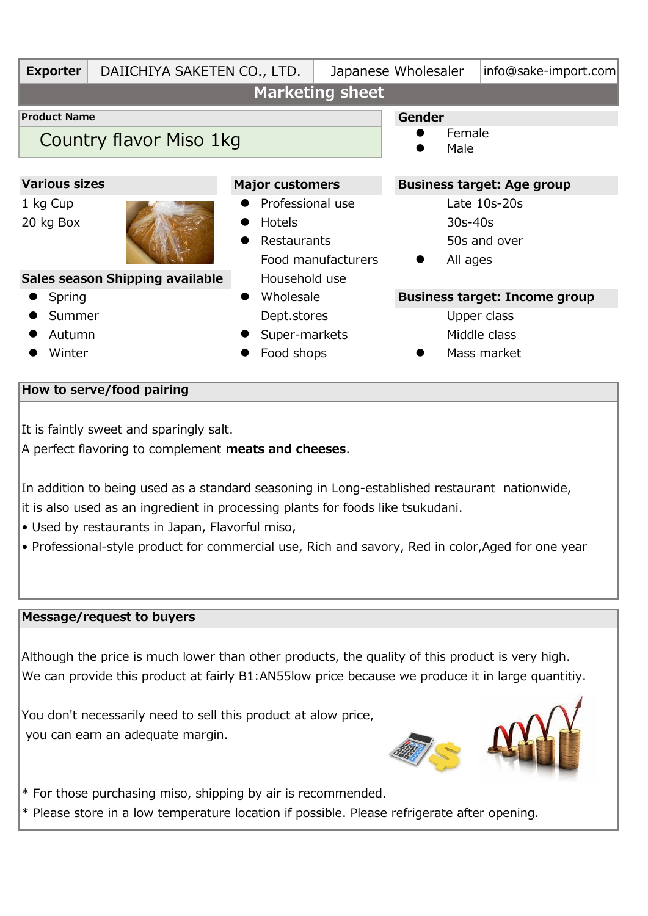| Exporter | DAIICHIYA SAKETEN CO., LTD. | Japanese Wholesaler | info@sake-import.com |
|---|---|---|---|

## Marketing sheet

**Product Name**

Country flavor Miso 1kg

**Gender**

- ● Female
- ● Male

**Various sizes**

1 kg Cup
20 kg Box

**Sales season Shipping available**

- ● Spring
- ● Summer
- ● Autumn
- ● Winter

**Major customers**

- ● Professional use
- ● Hotels
- ● Restaurants
- Food manufacturers
- Household use
- ● Wholesale
- Dept.stores
- ● Super-markets
- ● Food shops

**Business target: Age group**

- Late 10s-20s
- 30s-40s
- 50s and over
- ● All ages

**Business target: Income group**

- Upper class
- Middle class
- ● Mass market

### How to serve/food pairing

It is faintly sweet and sparingly salt.
A perfect flavoring to complement **meats and cheeses**.

In addition to being used as a standard seasoning in Long-established restaurant nationwide,
it is also used as an ingredient in processing plants for foods like tsukudani.
• Used by restaurants in Japan, Flavorful miso,
• Professional-style product for commercial use, Rich and savory, Red in color,Aged for one year

### Message/request to buyers

Although the price is much lower than other products, the quality of this product is very high.
We can provide this product at fairly B1:AN55low price because we produce it in large quantitiy.

You don't necessarily need to sell this product at alow price,
you can earn an adequate margin.

* For those purchasing miso, shipping by air is recommended.
* Please store in a low temperature location if possible. Please refrigerate after opening.